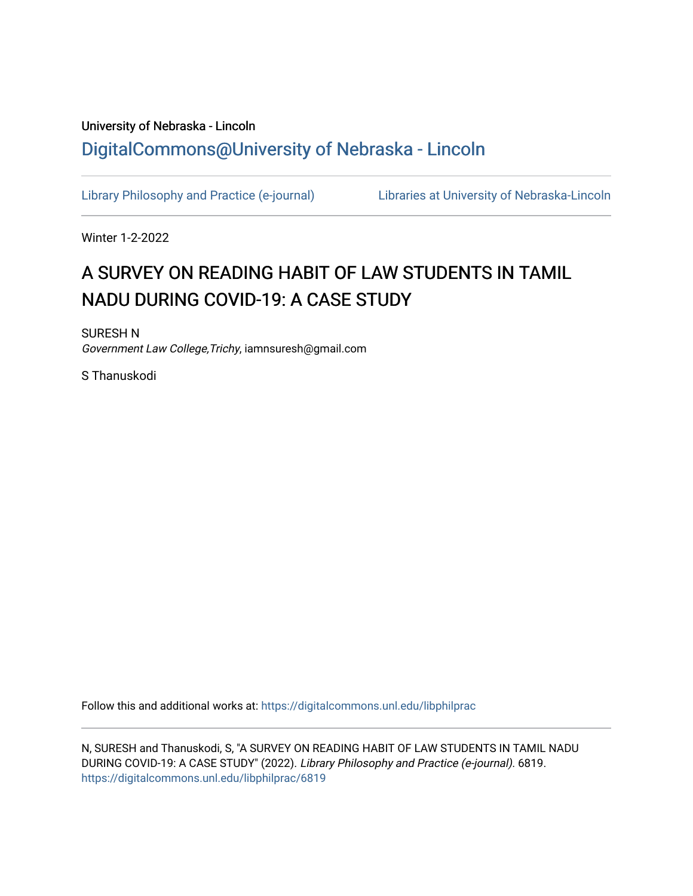University of Nebraska - Lincoln

## DigitalCommons@University of Nebraska - Lincoln

Library Philosophy and Practice (e-journal)

Libraries at University of Nebraska-Lincoln

Winter 1-2-2022

# A SURVEY ON READING HABIT OF LAW STUDENTS IN TAMIL NADU DURING COVID-19: A CASE STUDY

SURESH N
*Government Law College,Trichy*, iamnsuresh@gmail.com

S Thanuskodi

Follow this and additional works at: https://digitalcommons.unl.edu/libphilprac

N, SURESH and Thanuskodi, S, "A SURVEY ON READING HABIT OF LAW STUDENTS IN TAMIL NADU DURING COVID-19: A CASE STUDY" (2022). *Library Philosophy and Practice (e-journal)*. 6819.
https://digitalcommons.unl.edu/libphilprac/6819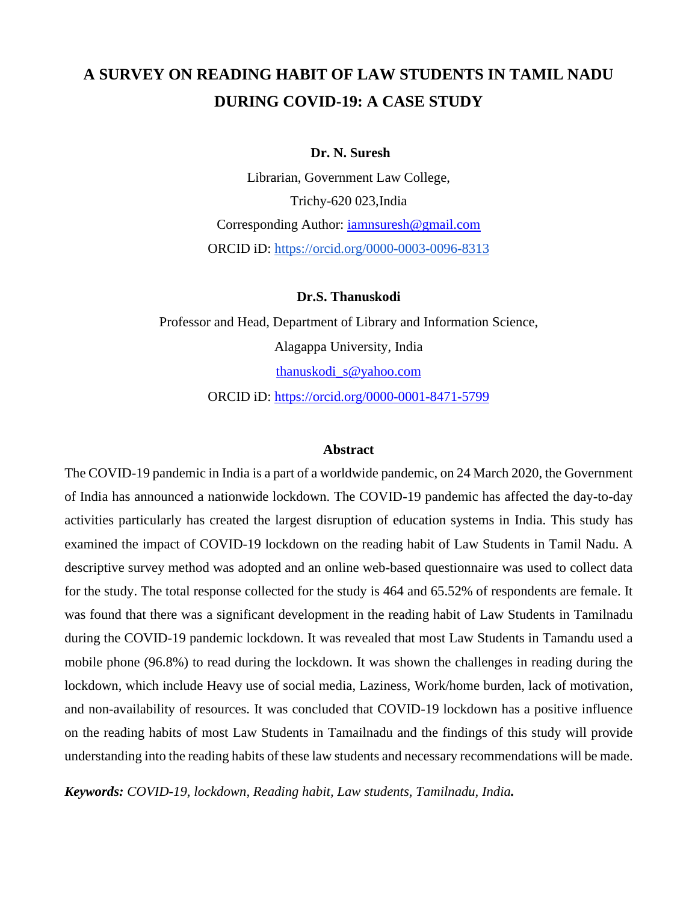# A SURVEY ON READING HABIT OF LAW STUDENTS IN TAMIL NADU DURING COVID-19: A CASE STUDY

**Dr. N. Suresh**

Librarian, Government Law College,

Trichy-620 023,India

Corresponding Author: iamnsuresh@gmail.com

ORCID iD: https://orcid.org/0000-0003-0096-8313

**Dr.S. Thanuskodi**

Professor and Head, Department of Library and Information Science,

Alagappa University, India

thanuskodi_s@yahoo.com

ORCID iD: https://orcid.org/0000-0001-8471-5799

## Abstract

The COVID-19 pandemic in India is a part of a worldwide pandemic, on 24 March 2020, the Government of India has announced a nationwide lockdown. The COVID-19 pandemic has affected the day-to-day activities particularly has created the largest disruption of education systems in India. This study has examined the impact of COVID-19 lockdown on the reading habit of Law Students in Tamil Nadu. A descriptive survey method was adopted and an online web-based questionnaire was used to collect data for the study. The total response collected for the study is 464 and 65.52% of respondents are female. It was found that there was a significant development in the reading habit of Law Students in Tamilnadu during the COVID-19 pandemic lockdown. It was revealed that most Law Students in Tamandu used a mobile phone (96.8%) to read during the lockdown. It was shown the challenges in reading during the lockdown, which include Heavy use of social media, Laziness, Work/home burden, lack of motivation, and non-availability of resources. It was concluded that COVID-19 lockdown has a positive influence on the reading habits of most Law Students in Tamailnadu and the findings of this study will provide understanding into the reading habits of these law students and necessary recommendations will be made.

***Keywords:*** *COVID-19, lockdown, Reading habit, Law students, Tamilnadu, India.*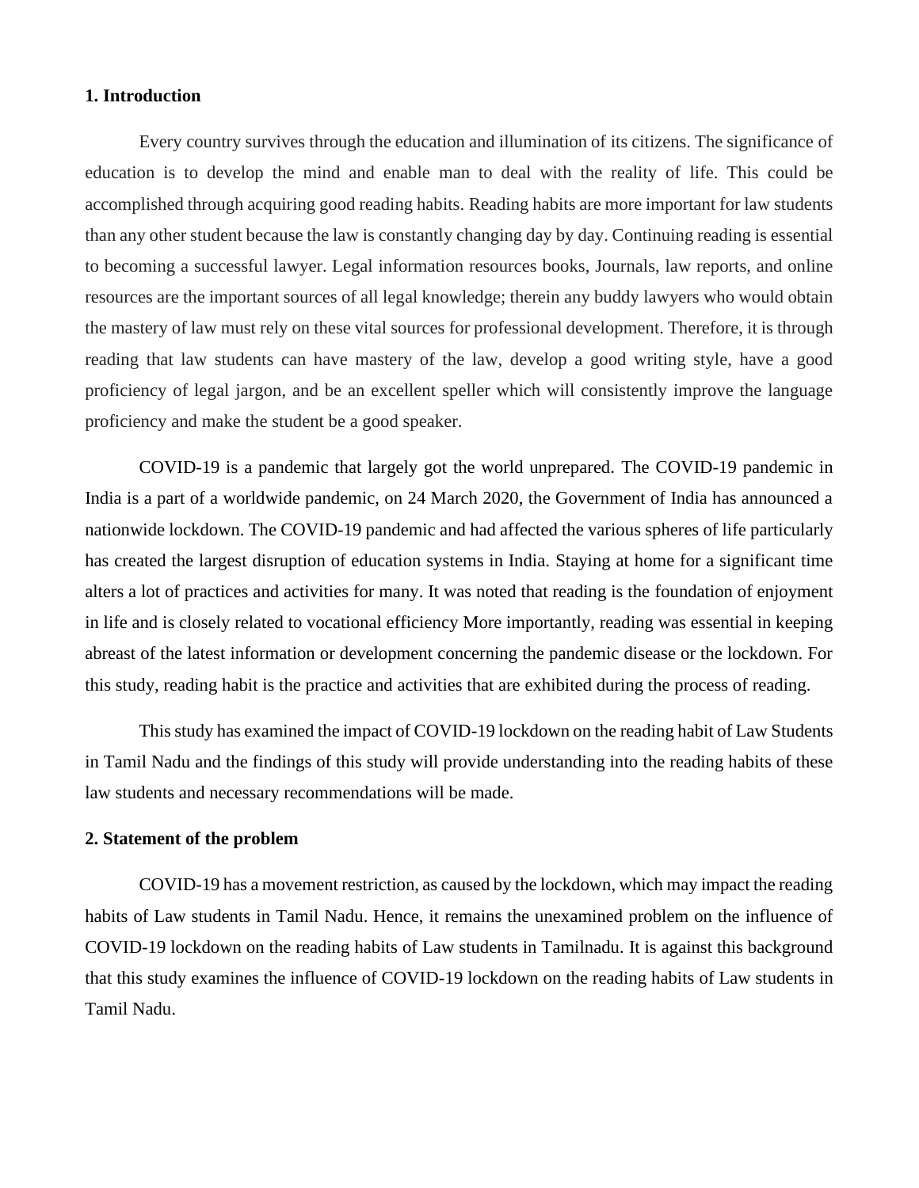## 1. Introduction

Every country survives through the education and illumination of its citizens. The significance of education is to develop the mind and enable man to deal with the reality of life. This could be accomplished through acquiring good reading habits. Reading habits are more important for law students than any other student because the law is constantly changing day by day. Continuing reading is essential to becoming a successful lawyer. Legal information resources books, Journals, law reports, and online resources are the important sources of all legal knowledge; therein any buddy lawyers who would obtain the mastery of law must rely on these vital sources for professional development. Therefore, it is through reading that law students can have mastery of the law, develop a good writing style, have a good proficiency of legal jargon, and be an excellent speller which will consistently improve the language proficiency and make the student be a good speaker.

COVID-19 is a pandemic that largely got the world unprepared. The COVID-19 pandemic in India is a part of a worldwide pandemic, on 24 March 2020, the Government of India has announced a nationwide lockdown. The COVID-19 pandemic and had affected the various spheres of life particularly has created the largest disruption of education systems in India. Staying at home for a significant time alters a lot of practices and activities for many. It was noted that reading is the foundation of enjoyment in life and is closely related to vocational efficiency More importantly, reading was essential in keeping abreast of the latest information or development concerning the pandemic disease or the lockdown. For this study, reading habit is the practice and activities that are exhibited during the process of reading.

This study has examined the impact of COVID-19 lockdown on the reading habit of Law Students in Tamil Nadu and the findings of this study will provide understanding into the reading habits of these law students and necessary recommendations will be made.

## 2. Statement of the problem

COVID-19 has a movement restriction, as caused by the lockdown, which may impact the reading habits of Law students in Tamil Nadu. Hence, it remains the unexamined problem on the influence of COVID-19 lockdown on the reading habits of Law students in Tamilnadu. It is against this background that this study examines the influence of COVID-19 lockdown on the reading habits of Law students in Tamil Nadu.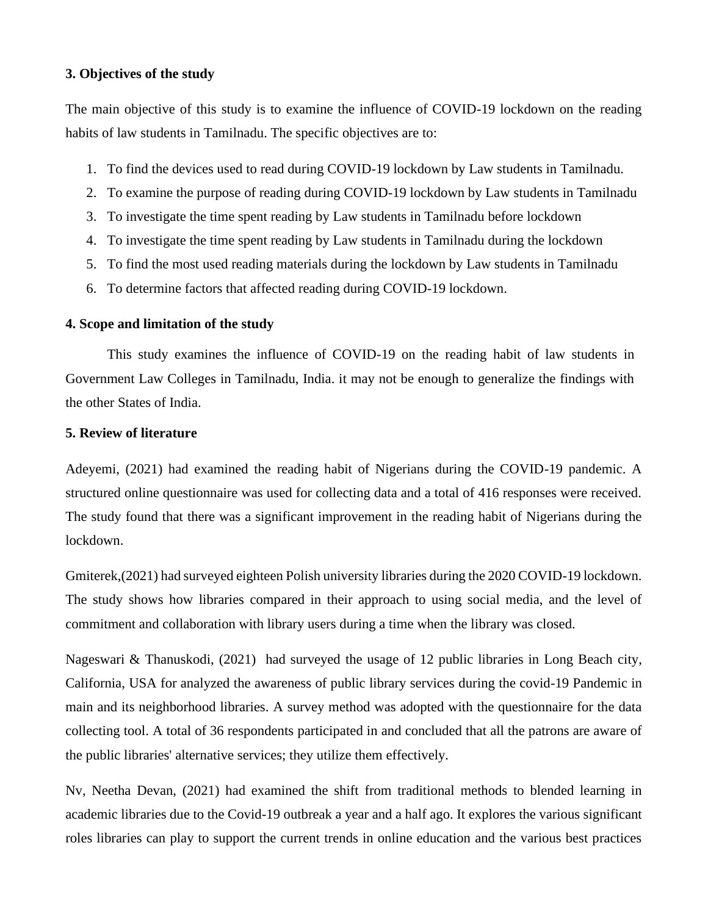### 3. Objectives of the study

The main objective of this study is to examine the influence of COVID-19 lockdown on the reading habits of law students in Tamilnadu. The specific objectives are to:

1. To find the devices used to read during COVID-19 lockdown by Law students in Tamilnadu.
2. To examine the purpose of reading during COVID-19 lockdown by Law students in Tamilnadu
3. To investigate the time spent reading by Law students in Tamilnadu before lockdown
4. To investigate the time spent reading by Law students in Tamilnadu during the lockdown
5. To find the most used reading materials during the lockdown by Law students in Tamilnadu
6. To determine factors that affected reading during COVID-19 lockdown.

### 4. Scope and limitation of the study

This study examines the influence of COVID-19 on the reading habit of law students in Government Law Colleges in Tamilnadu, India. it may not be enough to generalize the findings with the other States of India.

### 5. Review of literature

Adeyemi, (2021) had examined the reading habit of Nigerians during the COVID-19 pandemic. A structured online questionnaire was used for collecting data and a total of 416 responses were received. The study found that there was a significant improvement in the reading habit of Nigerians during the lockdown.

Gmiterek,(2021) had surveyed eighteen Polish university libraries during the 2020 COVID-19 lockdown. The study shows how libraries compared in their approach to using social media, and the level of commitment and collaboration with library users during a time when the library was closed.

Nageswari & Thanuskodi, (2021) had surveyed the usage of 12 public libraries in Long Beach city, California, USA for analyzed the awareness of public library services during the covid-19 Pandemic in main and its neighborhood libraries. A survey method was adopted with the questionnaire for the data collecting tool. A total of 36 respondents participated in and concluded that all the patrons are aware of the public libraries' alternative services; they utilize them effectively.

Nv, Neetha Devan, (2021) had examined the shift from traditional methods to blended learning in academic libraries due to the Covid-19 outbreak a year and a half ago. It explores the various significant roles libraries can play to support the current trends in online education and the various best practices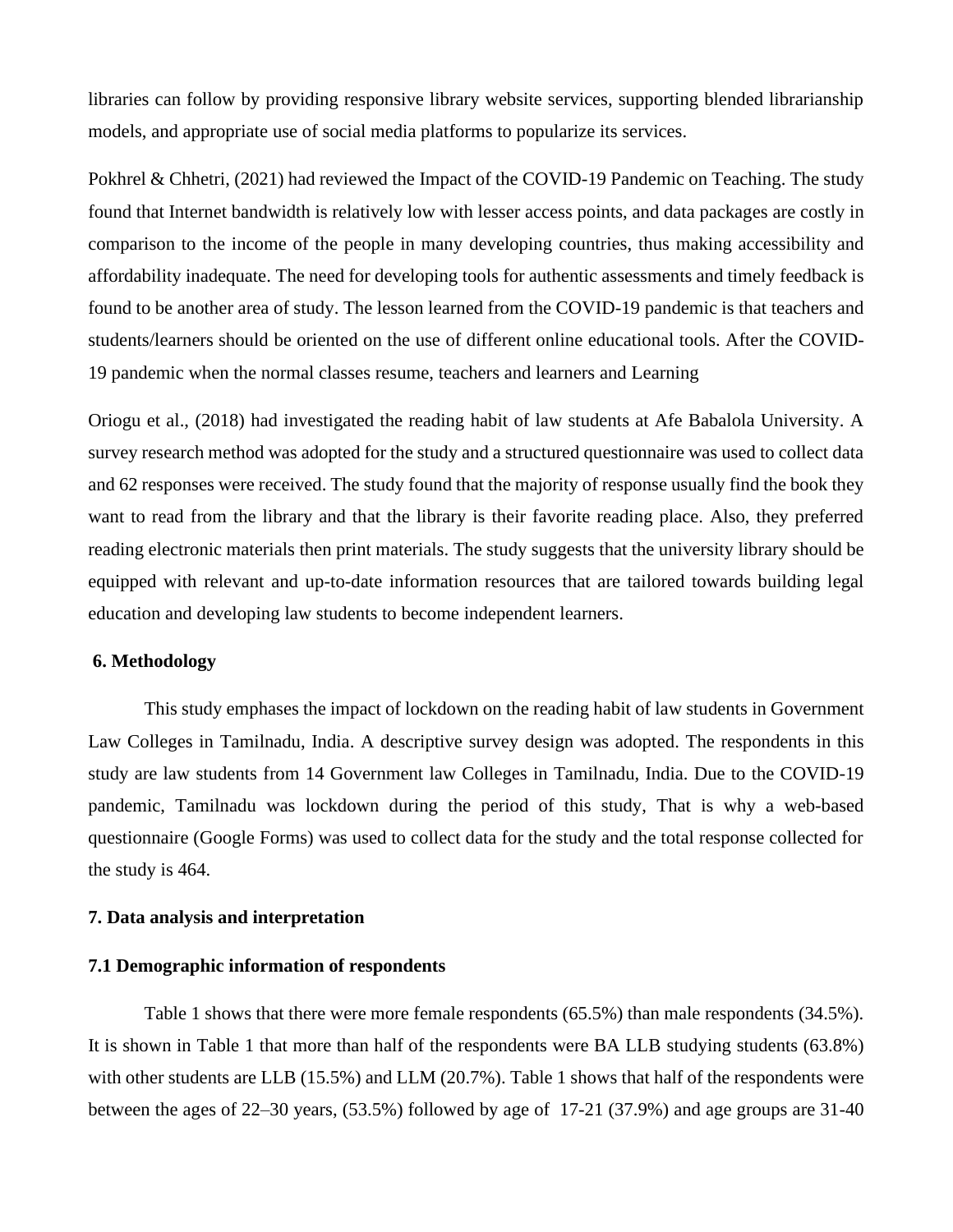libraries can follow by providing responsive library website services, supporting blended librarianship models, and appropriate use of social media platforms to popularize its services.

Pokhrel & Chhetri, (2021) had reviewed the Impact of the COVID-19 Pandemic on Teaching. The study found that Internet bandwidth is relatively low with lesser access points, and data packages are costly in comparison to the income of the people in many developing countries, thus making accessibility and affordability inadequate. The need for developing tools for authentic assessments and timely feedback is found to be another area of study. The lesson learned from the COVID-19 pandemic is that teachers and students/learners should be oriented on the use of different online educational tools. After the COVID-19 pandemic when the normal classes resume, teachers and learners and Learning

Oriogu et al., (2018) had investigated the reading habit of law students at Afe Babalola University. A survey research method was adopted for the study and a structured questionnaire was used to collect data and 62 responses were received. The study found that the majority of response usually find the book they want to read from the library and that the library is their favorite reading place. Also, they preferred reading electronic materials then print materials. The study suggests that the university library should be equipped with relevant and up-to-date information resources that are tailored towards building legal education and developing law students to become independent learners.

## 6. Methodology

This study emphases the impact of lockdown on the reading habit of law students in Government Law Colleges in Tamilnadu, India. A descriptive survey design was adopted. The respondents in this study are law students from 14 Government law Colleges in Tamilnadu, India. Due to the COVID-19 pandemic, Tamilnadu was lockdown during the period of this study, That is why a web-based questionnaire (Google Forms) was used to collect data for the study and the total response collected for the study is 464.

## 7. Data analysis and interpretation

### 7.1 Demographic information of respondents

Table 1 shows that there were more female respondents (65.5%) than male respondents (34.5%). It is shown in Table 1 that more than half of the respondents were BA LLB studying students (63.8%) with other students are LLB (15.5%) and LLM (20.7%). Table 1 shows that half of the respondents were between the ages of 22–30 years, (53.5%) followed by age of 17-21 (37.9%) and age groups are 31-40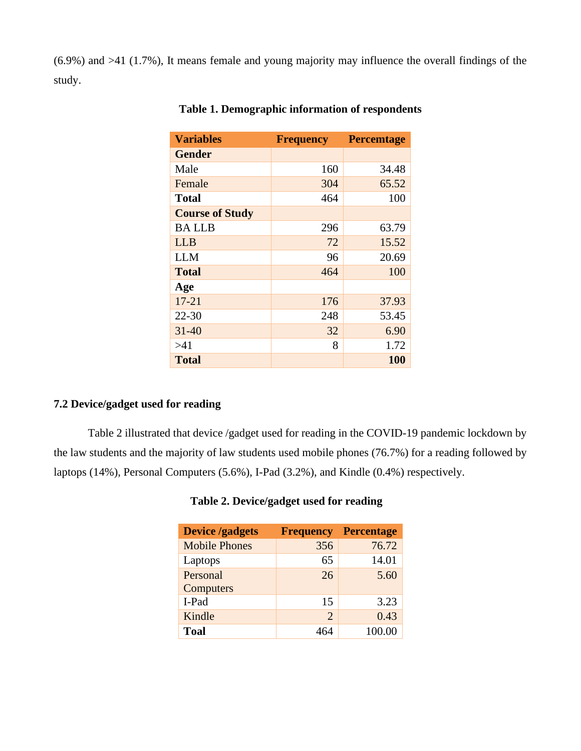(6.9%) and >41 (1.7%), It means female and young majority may influence the overall findings of the study.

**Table 1. Demographic information of respondents**

| Variables | Frequency | Percemtage |
|---|---|---|
| **Gender** | | |
| Male | 160 | 34.48 |
| Female | 304 | 65.52 |
| **Total** | 464 | 100 |
| **Course of Study** | | |
| BA LLB | 296 | 63.79 |
| LLB | 72 | 15.52 |
| LLM | 96 | 20.69 |
| **Total** | 464 | 100 |
| **Age** | | |
| 17-21 | 176 | 37.93 |
| 22-30 | 248 | 53.45 |
| 31-40 | 32 | 6.90 |
| >41 | 8 | 1.72 |
| **Total** | | **100** |

### 7.2 Device/gadget used for reading

Table 2 illustrated that device /gadget used for reading in the COVID-19 pandemic lockdown by the law students and the majority of law students used mobile phones (76.7%) for a reading followed by laptops (14%), Personal Computers (5.6%), I-Pad (3.2%), and Kindle (0.4%) respectively.

**Table 2. Device/gadget used for reading**

| Device /gadgets | Frequency | Percentage |
|---|---|---|
| Mobile Phones | 356 | 76.72 |
| Laptops | 65 | 14.01 |
| Personal Computers | 26 | 5.60 |
| I-Pad | 15 | 3.23 |
| Kindle | 2 | 0.43 |
| **Toal** | 464 | 100.00 |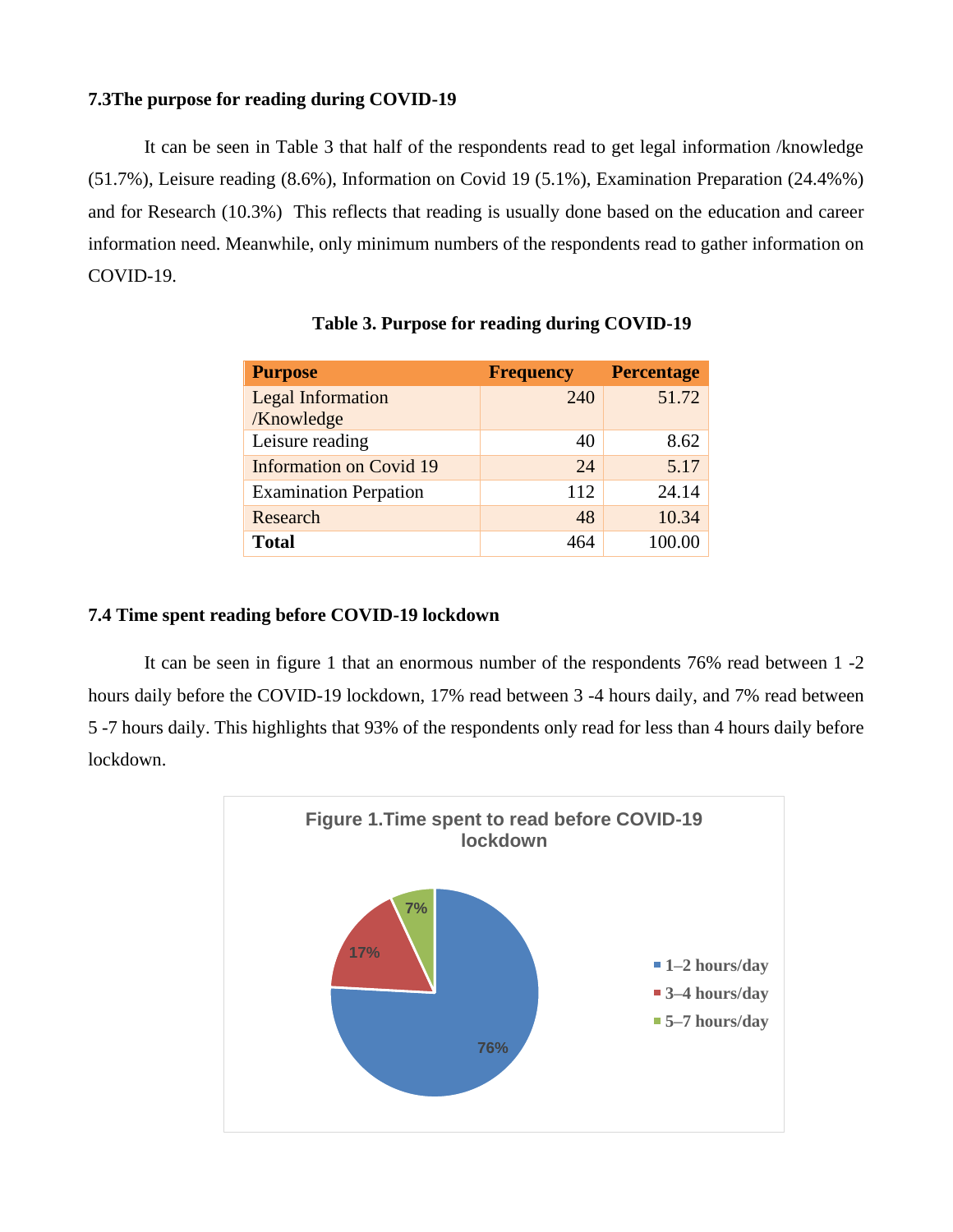### 7.3The purpose for reading during COVID-19

It can be seen in Table 3 that half of the respondents read to get legal information /knowledge (51.7%), Leisure reading (8.6%), Information on Covid 19 (5.1%), Examination Preparation (24.4%%) and for Research (10.3%) This reflects that reading is usually done based on the education and career information need. Meanwhile, only minimum numbers of the respondents read to gather information on COVID-19.

**Table 3. Purpose for reading during COVID-19**

| Purpose | Frequency | Percentage |
|---|---|---|
| Legal Information /Knowledge | 240 | 51.72 |
| Leisure reading | 40 | 8.62 |
| Information on Covid 19 | 24 | 5.17 |
| Examination Perpation | 112 | 24.14 |
| Research | 48 | 10.34 |
| **Total** | 464 | 100.00 |

### 7.4 Time spent reading before COVID-19 lockdown

It can be seen in figure 1 that an enormous number of the respondents 76% read between 1 -2 hours daily before the COVID-19 lockdown, 17% read between 3 -4 hours daily, and 7% read between 5 -7 hours daily. This highlights that 93% of the respondents only read for less than 4 hours daily before lockdown.

Figure 1.Time spent to read before COVID-19 lockdown

76%
17%
7%

1–2 hours/day
3–4 hours/day
5–7 hours/day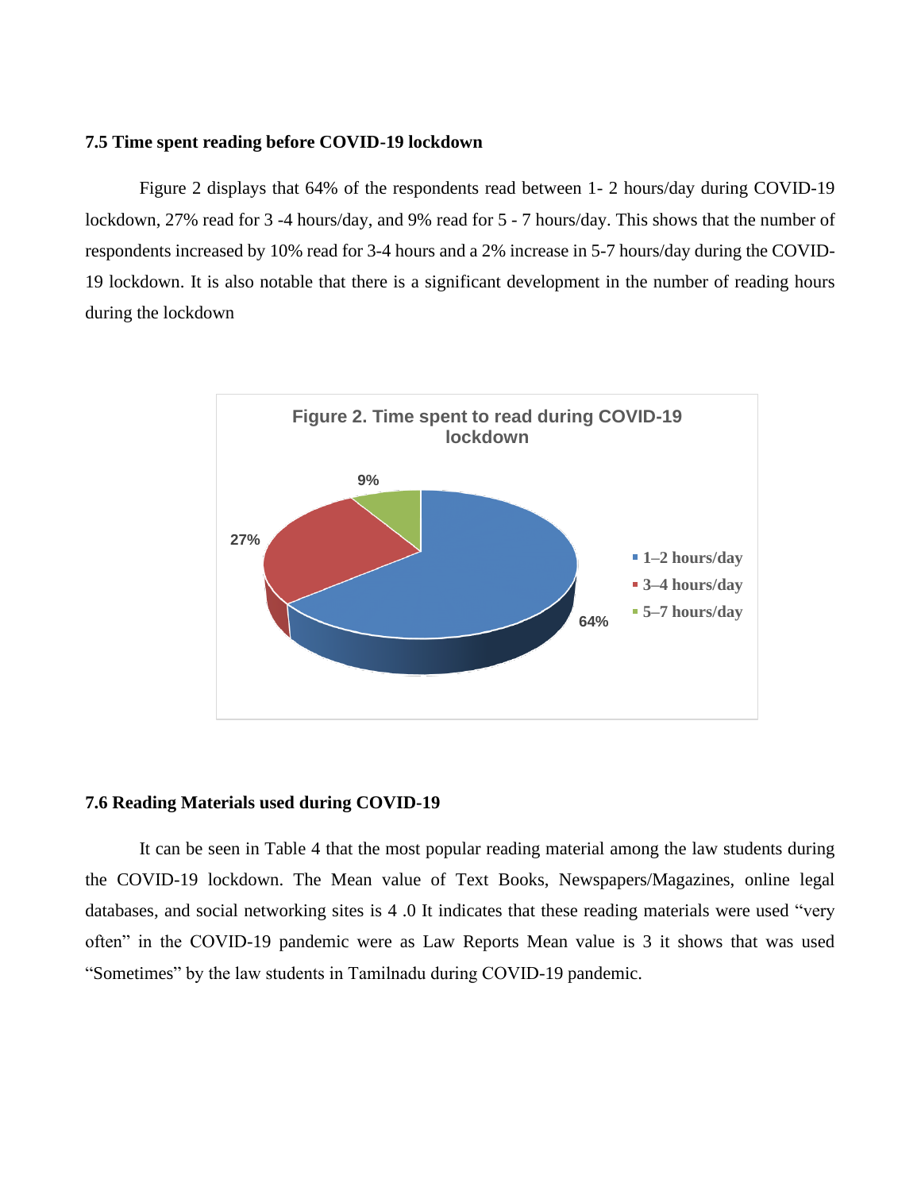### 7.5 Time spent reading before COVID-19 lockdown

Figure 2 displays that 64% of the respondents read between 1- 2 hours/day during COVID-19 lockdown, 27% read for 3 -4 hours/day, and 9% read for 5 - 7 hours/day. This shows that the number of respondents increased by 10% read for 3-4 hours and a 2% increase in 5-7 hours/day during the COVID-19 lockdown. It is also notable that there is a significant development in the number of reading hours during the lockdown

Figure 2. Time spent to read during COVID-19 lockdown

9%

27%

64%

1–2 hours/day

3–4 hours/day

5–7 hours/day

### 7.6 Reading Materials used during COVID-19

It can be seen in Table 4 that the most popular reading material among the law students during the COVID-19 lockdown. The Mean value of Text Books, Newspapers/Magazines, online legal databases, and social networking sites is 4 .0 It indicates that these reading materials were used "very often" in the COVID-19 pandemic were as Law Reports Mean value is 3 it shows that was used "Sometimes" by the law students in Tamilnadu during COVID-19 pandemic.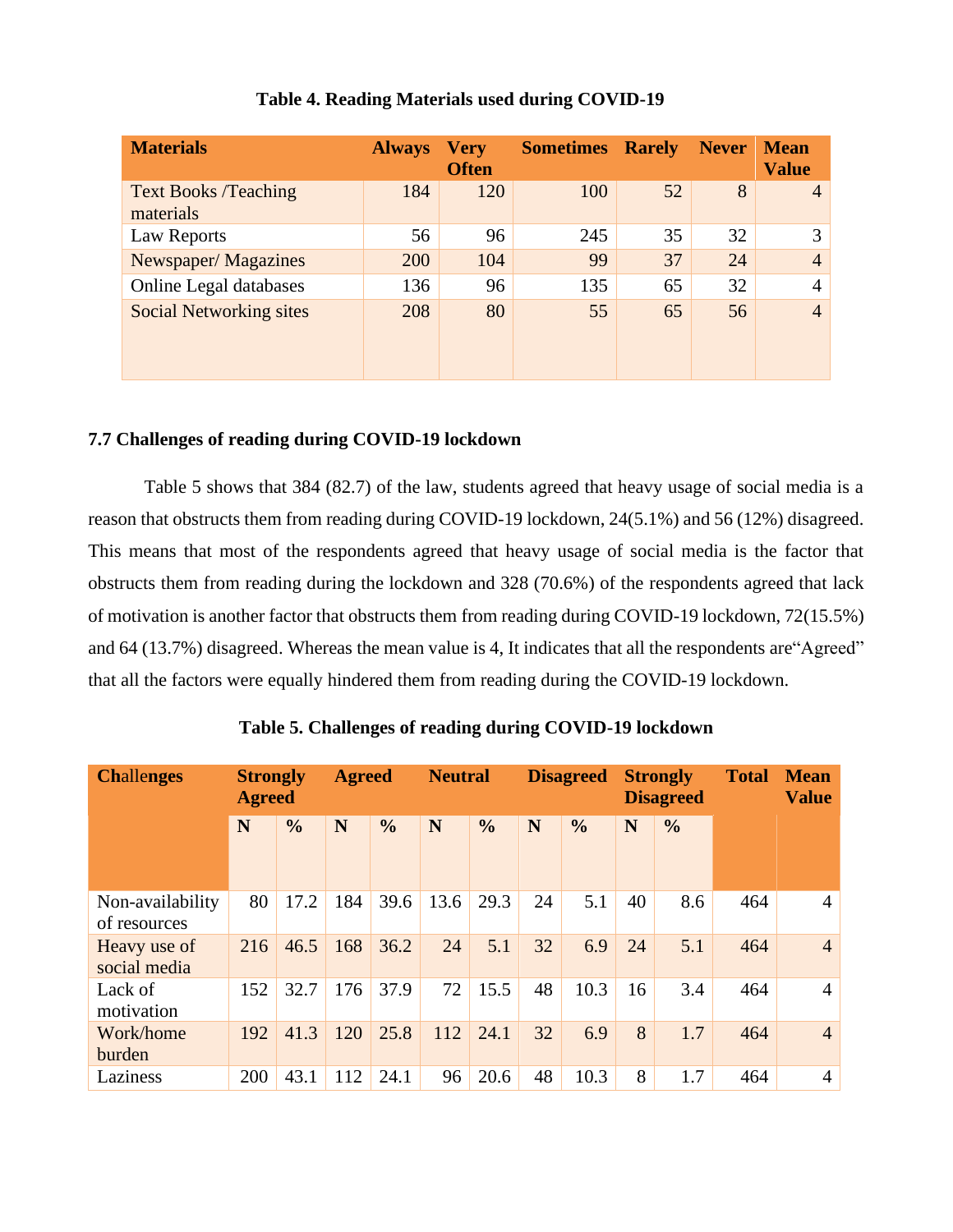**Table 4. Reading Materials used during COVID-19**

| Materials | Always | Very Often | Sometimes | Rarely | Never | Mean Value |
|---|---|---|---|---|---|---|
| Text Books /Teaching materials | 184 | 120 | 100 | 52 | 8 | 4 |
| Law Reports | 56 | 96 | 245 | 35 | 32 | 3 |
| Newspaper/ Magazines | 200 | 104 | 99 | 37 | 24 | 4 |
| Online Legal databases | 136 | 96 | 135 | 65 | 32 | 4 |
| Social Networking sites | 208 | 80 | 55 | 65 | 56 | 4 |

### 7.7 Challenges of reading during COVID-19 lockdown

Table 5 shows that 384 (82.7) of the law, students agreed that heavy usage of social media is a reason that obstructs them from reading during COVID-19 lockdown, 24(5.1%) and 56 (12%) disagreed. This means that most of the respondents agreed that heavy usage of social media is the factor that obstructs them from reading during the lockdown and 328 (70.6%) of the respondents agreed that lack of motivation is another factor that obstructs them from reading during COVID-19 lockdown, 72(15.5%) and 64 (13.7%) disagreed. Whereas the mean value is 4, It indicates that all the respondents are"Agreed" that all the factors were equally hindered them from reading during the COVID-19 lockdown.

**Table 5. Challenges of reading during COVID-19 lockdown**

| Challenges | Strongly Agreed | | Agreed | | Neutral | | Disagreed | | Strongly Disagreed | | Total | Mean Value |
|---|---|---|---|---|---|---|---|---|---|---|---|---|
| | N | % | N | % | N | % | N | % | N | % | | |
| Non-availability of resources | 80 | 17.2 | 184 | 39.6 | 13.6 | 29.3 | 24 | 5.1 | 40 | 8.6 | 464 | 4 |
| Heavy use of social media | 216 | 46.5 | 168 | 36.2 | 24 | 5.1 | 32 | 6.9 | 24 | 5.1 | 464 | 4 |
| Lack of motivation | 152 | 32.7 | 176 | 37.9 | 72 | 15.5 | 48 | 10.3 | 16 | 3.4 | 464 | 4 |
| Work/home burden | 192 | 41.3 | 120 | 25.8 | 112 | 24.1 | 32 | 6.9 | 8 | 1.7 | 464 | 4 |
| Laziness | 200 | 43.1 | 112 | 24.1 | 96 | 20.6 | 48 | 10.3 | 8 | 1.7 | 464 | 4 |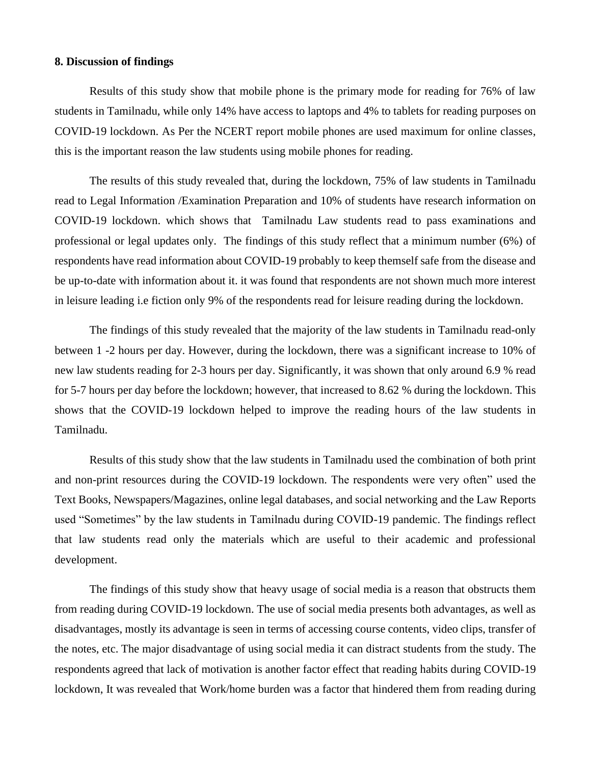**8. Discussion of findings**

Results of this study show that mobile phone is the primary mode for reading for 76% of law students in Tamilnadu, while only 14% have access to laptops and 4% to tablets for reading purposes on COVID-19 lockdown. As Per the NCERT report mobile phones are used maximum for online classes, this is the important reason the law students using mobile phones for reading.

The results of this study revealed that, during the lockdown, 75% of law students in Tamilnadu read to Legal Information /Examination Preparation and 10% of students have research information on COVID-19 lockdown. which shows that Tamilnadu Law students read to pass examinations and professional or legal updates only. The findings of this study reflect that a minimum number (6%) of respondents have read information about COVID-19 probably to keep themself safe from the disease and be up-to-date with information about it. it was found that respondents are not shown much more interest in leisure leading i.e fiction only 9% of the respondents read for leisure reading during the lockdown.

The findings of this study revealed that the majority of the law students in Tamilnadu read-only between 1 -2 hours per day. However, during the lockdown, there was a significant increase to 10% of new law students reading for 2-3 hours per day. Significantly, it was shown that only around 6.9 % read for 5-7 hours per day before the lockdown; however, that increased to 8.62 % during the lockdown. This shows that the COVID-19 lockdown helped to improve the reading hours of the law students in Tamilnadu.

Results of this study show that the law students in Tamilnadu used the combination of both print and non-print resources during the COVID-19 lockdown. The respondents were very often" used the Text Books, Newspapers/Magazines, online legal databases, and social networking and the Law Reports used "Sometimes" by the law students in Tamilnadu during COVID-19 pandemic. The findings reflect that law students read only the materials which are useful to their academic and professional development.

The findings of this study show that heavy usage of social media is a reason that obstructs them from reading during COVID-19 lockdown. The use of social media presents both advantages, as well as disadvantages, mostly its advantage is seen in terms of accessing course contents, video clips, transfer of the notes, etc. The major disadvantage of using social media it can distract students from the study. The respondents agreed that lack of motivation is another factor effect that reading habits during COVID-19 lockdown, It was revealed that Work/home burden was a factor that hindered them from reading during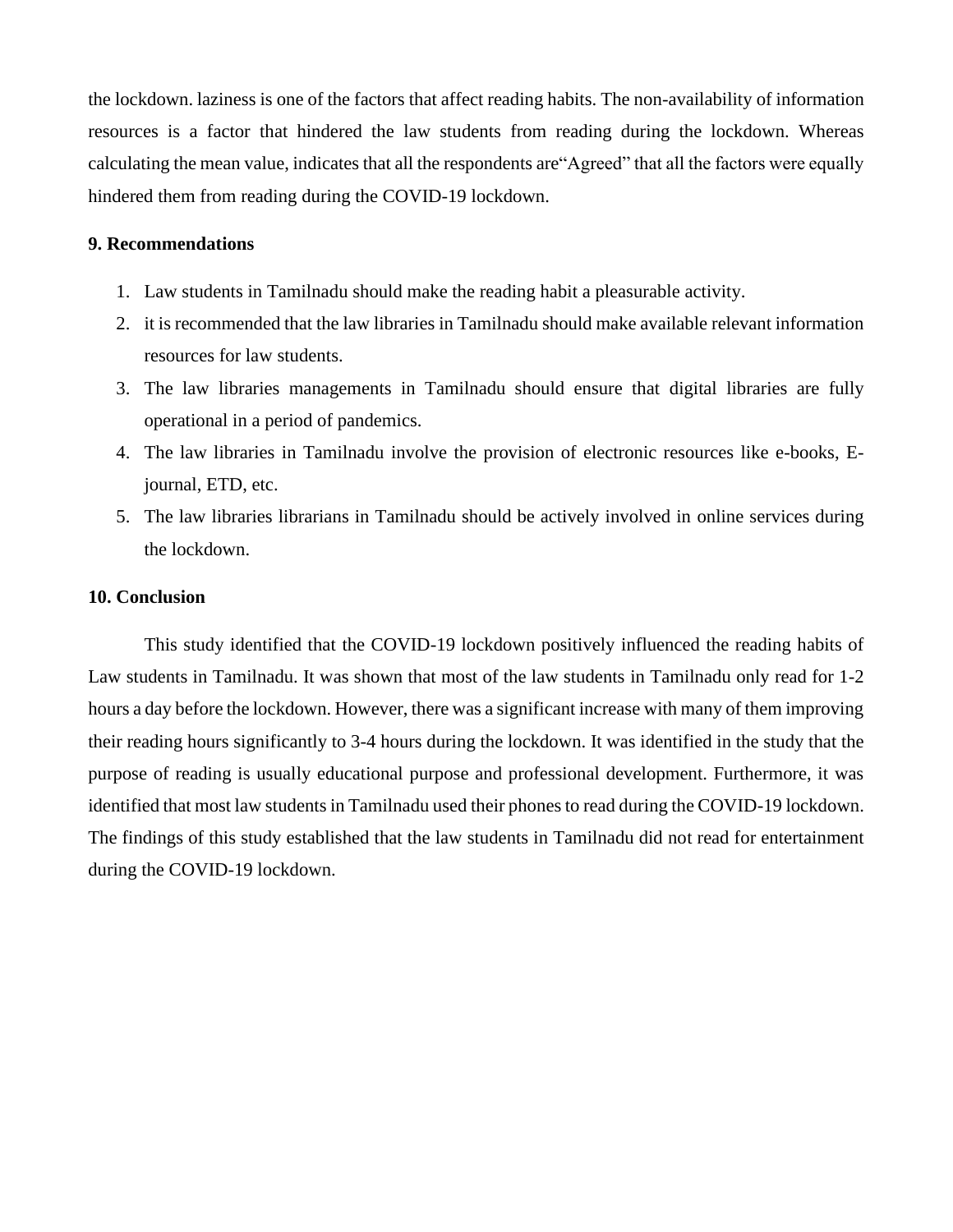the lockdown. laziness is one of the factors that affect reading habits. The non-availability of information resources is a factor that hindered the law students from reading during the lockdown. Whereas calculating the mean value, indicates that all the respondents are"Agreed" that all the factors were equally hindered them from reading during the COVID-19 lockdown.

## 9. Recommendations

1. Law students in Tamilnadu should make the reading habit a pleasurable activity.
2. it is recommended that the law libraries in Tamilnadu should make available relevant information resources for law students.
3. The law libraries managements in Tamilnadu should ensure that digital libraries are fully operational in a period of pandemics.
4. The law libraries in Tamilnadu involve the provision of electronic resources like e-books, E-journal, ETD, etc.
5. The law libraries librarians in Tamilnadu should be actively involved in online services during the lockdown.

## 10. Conclusion

This study identified that the COVID-19 lockdown positively influenced the reading habits of Law students in Tamilnadu. It was shown that most of the law students in Tamilnadu only read for 1-2 hours a day before the lockdown. However, there was a significant increase with many of them improving their reading hours significantly to 3-4 hours during the lockdown. It was identified in the study that the purpose of reading is usually educational purpose and professional development. Furthermore, it was identified that most law students in Tamilnadu used their phones to read during the COVID-19 lockdown. The findings of this study established that the law students in Tamilnadu did not read for entertainment during the COVID-19 lockdown.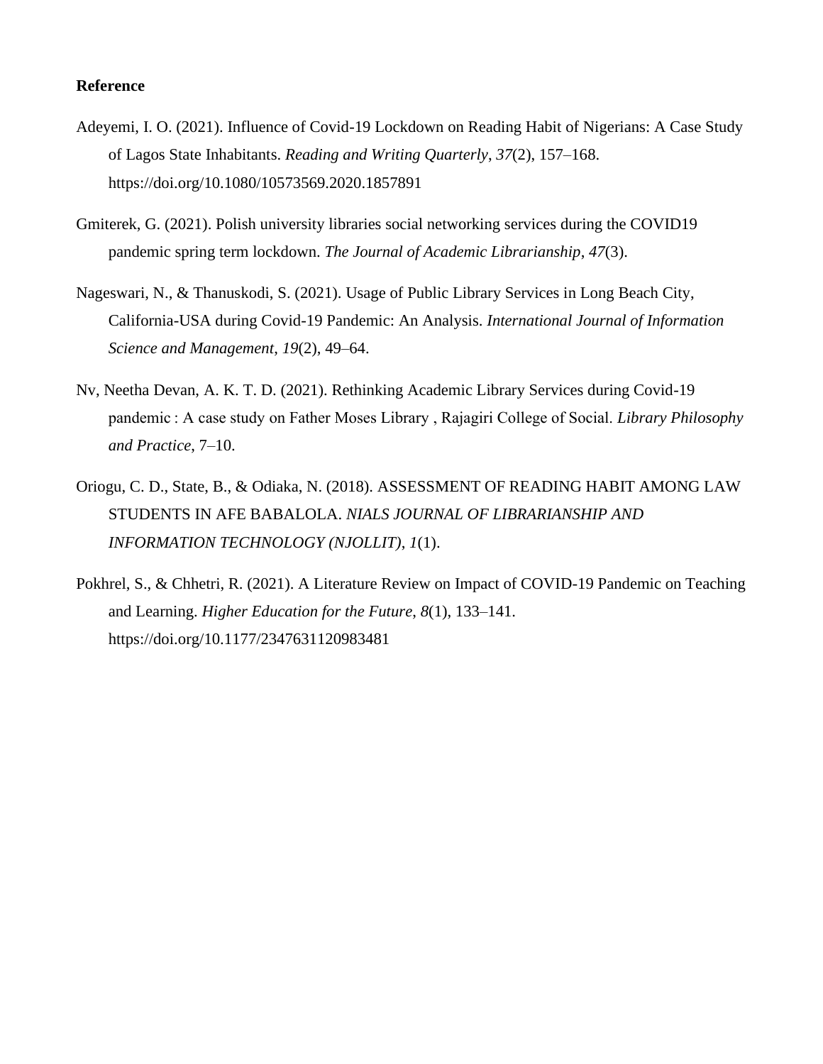**Reference**

Adeyemi, I. O. (2021). Influence of Covid-19 Lockdown on Reading Habit of Nigerians: A Case Study of Lagos State Inhabitants. *Reading and Writing Quarterly*, *37*(2), 157–168. https://doi.org/10.1080/10573569.2020.1857891

Gmiterek, G. (2021). Polish university libraries social networking services during the COVID19 pandemic spring term lockdown. *The Journal of Academic Librarianship*, *47*(3).

Nageswari, N., & Thanuskodi, S. (2021). Usage of Public Library Services in Long Beach City, California-USA during Covid-19 Pandemic: An Analysis. *International Journal of Information Science and Management*, *19*(2), 49–64.

Nv, Neetha Devan, A. K. T. D. (2021). Rethinking Academic Library Services during Covid-19 pandemic : A case study on Father Moses Library , Rajagiri College of Social. *Library Philosophy and Practice*, 7–10.

Oriogu, C. D., State, B., & Odiaka, N. (2018). ASSESSMENT OF READING HABIT AMONG LAW STUDENTS IN AFE BABALOLA. *NIALS JOURNAL OF LIBRARIANSHIP AND INFORMATION TECHNOLOGY (NJOLLIT)*, *1*(1).

Pokhrel, S., & Chhetri, R. (2021). A Literature Review on Impact of COVID-19 Pandemic on Teaching and Learning. *Higher Education for the Future*, *8*(1), 133–141. https://doi.org/10.1177/2347631120983481